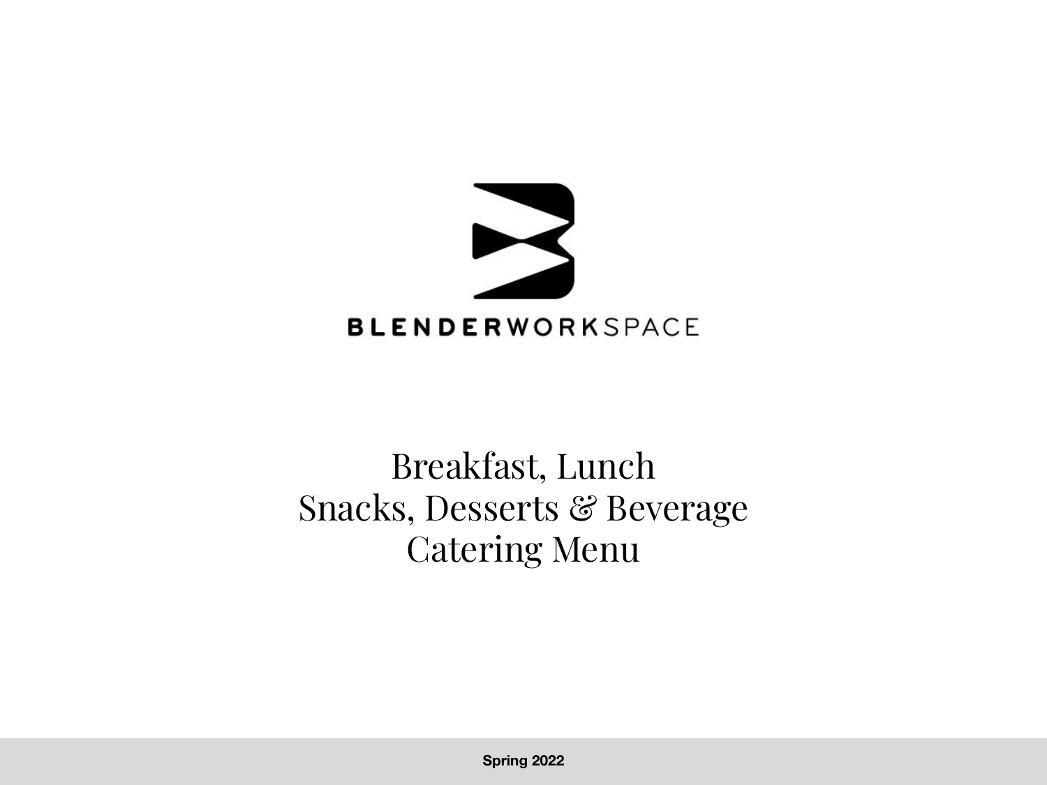BLENDERWORKSPACE

# Breakfast, Lunch
# Snacks, Desserts & Beverage
# Catering Menu

**Spring 2022**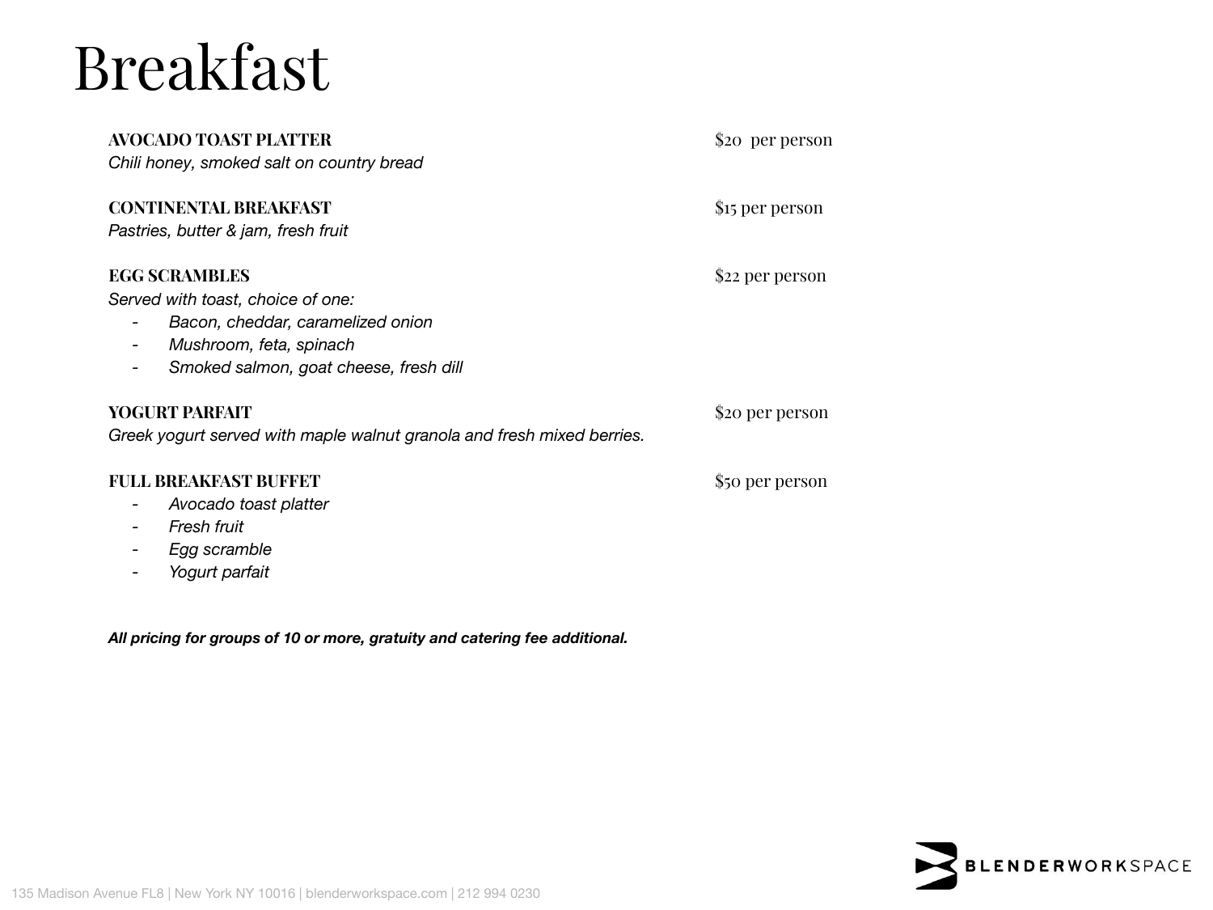# Breakfast

**AVOCADO TOAST PLATTER** $20 per person
*Chili honey, smoked salt on country bread*

**CONTINENTAL BREAKFAST** $15 per person
*Pastries, butter & jam, fresh fruit*

**EGG SCRAMBLES** $22 per person
*Served with toast, choice of one:*

- *Bacon, cheddar, caramelized onion*
- *Mushroom, feta, spinach*
- *Smoked salmon, goat cheese, fresh dill*

**YOGURT PARFAIT** $20 per person
*Greek yogurt served with maple walnut granola and fresh mixed berries.*

**FULL BREAKFAST BUFFET** $50 per person

- *Avocado toast platter*
- *Fresh fruit*
- *Egg scramble*
- *Yogurt parfait*

***All pricing for groups of 10 or more, gratuity and catering fee additional.***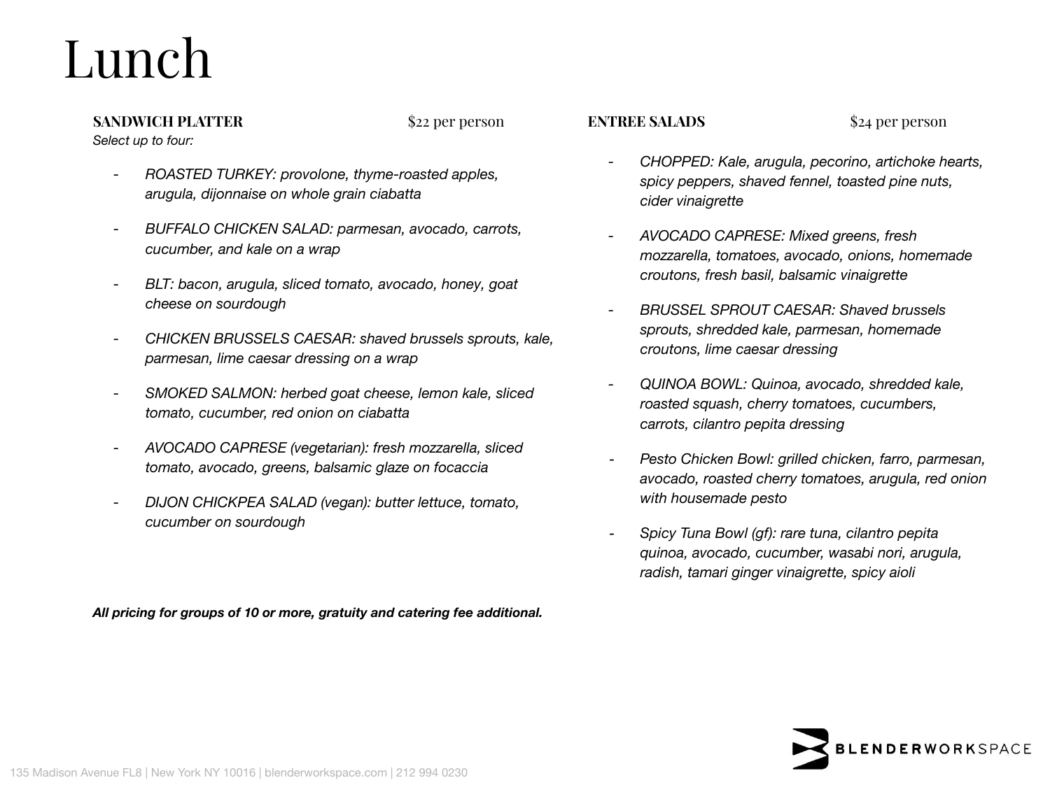# Lunch

**SANDWICH PLATTER** $22 per person

*Select up to four:*

- *ROASTED TURKEY: provolone, thyme-roasted apples, arugula, dijonnaise on whole grain ciabatta*
- *BUFFALO CHICKEN SALAD: parmesan, avocado, carrots, cucumber, and kale on a wrap*
- *BLT: bacon, arugula, sliced tomato, avocado, honey, goat cheese on sourdough*
- *CHICKEN BRUSSELS CAESAR: shaved brussels sprouts, kale, parmesan, lime caesar dressing on a wrap*
- *SMOKED SALMON: herbed goat cheese, lemon kale, sliced tomato, cucumber, red onion on ciabatta*
- *AVOCADO CAPRESE (vegetarian): fresh mozzarella, sliced tomato, avocado, greens, balsamic glaze on focaccia*
- *DIJON CHICKPEA SALAD (vegan): butter lettuce, tomato, cucumber on sourdough*

**ENTREE SALADS** $24 per person

- *CHOPPED: Kale, arugula, pecorino, artichoke hearts, spicy peppers, shaved fennel, toasted pine nuts, cider vinaigrette*
- *AVOCADO CAPRESE: Mixed greens, fresh mozzarella, tomatoes, avocado, onions, homemade croutons, fresh basil, balsamic vinaigrette*
- *BRUSSEL SPROUT CAESAR: Shaved brussels sprouts, shredded kale, parmesan, homemade croutons, lime caesar dressing*
- *QUINOA BOWL: Quinoa, avocado, shredded kale, roasted squash, cherry tomatoes, cucumbers, carrots, cilantro pepita dressing*
- *Pesto Chicken Bowl: grilled chicken, farro, parmesan, avocado, roasted cherry tomatoes, arugula, red onion with housemade pesto*
- *Spicy Tuna Bowl (gf): rare tuna, cilantro pepita quinoa, avocado, cucumber, wasabi nori, arugula, radish, tamari ginger vinaigrette, spicy aioli*

***All pricing for groups of 10 or more, gratuity and catering fee additional.***

BLENDERWORKSPACE

135 Madison Avenue FL8 | New York NY 10016 | blenderworkspace.com | 212 994 0230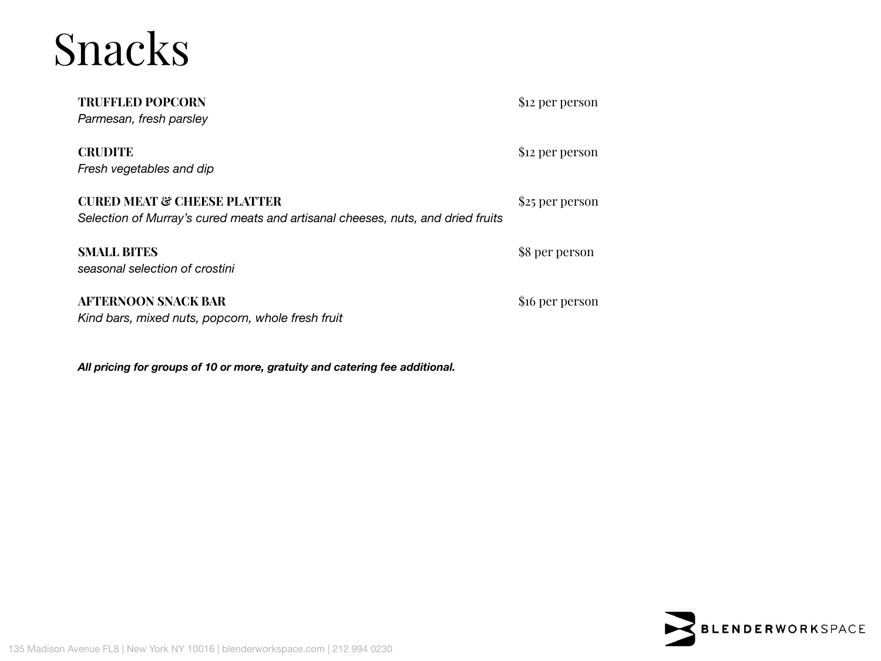# Snacks

**TRUFFLED POPCORN** — $12 per person
*Parmesan, fresh parsley*

**CRUDITE** — $12 per person
*Fresh vegetables and dip*

**CURED MEAT & CHEESE PLATTER** — $25 per person
*Selection of Murray's cured meats and artisanal cheeses, nuts, and dried fruits*

**SMALL BITES** — $8 per person
*seasonal selection of crostini*

**AFTERNOON SNACK BAR** — $16 per person
*Kind bars, mixed nuts, popcorn, whole fresh fruit*

***All pricing for groups of 10 or more, gratuity and catering fee additional.***

BLENDERWORKSPACE

135 Madison Avenue FL8 | New York NY 10016 | blenderworkspace.com | 212 994 0230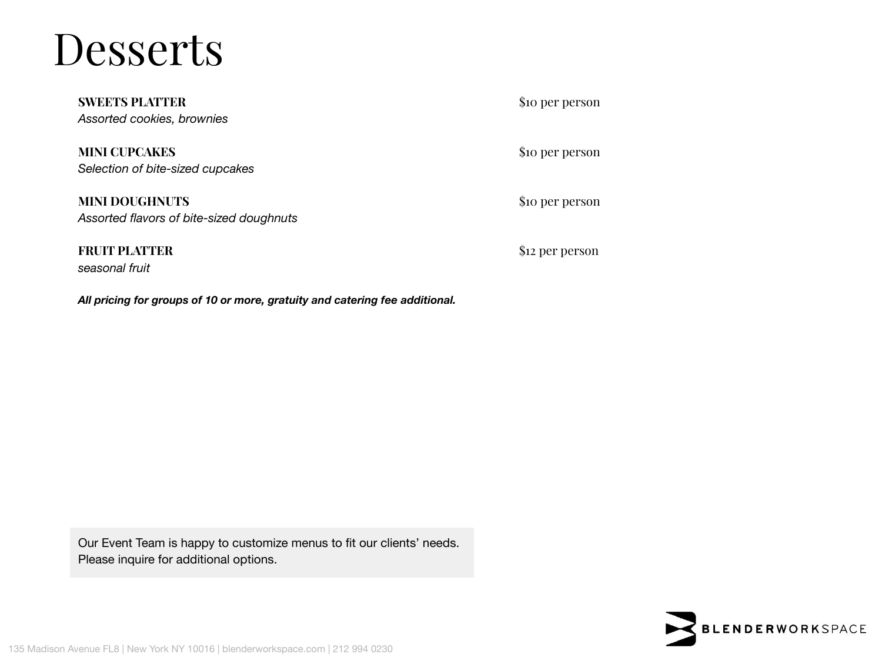# Desserts

**SWEETS PLATTER** — $10 per person
*Assorted cookies, brownies*

**MINI CUPCAKES** — $10 per person
*Selection of bite-sized cupcakes*

**MINI DOUGHNUTS** — $10 per person
*Assorted flavors of bite-sized doughnuts*

**FRUIT PLATTER** — $12 per person
*seasonal fruit*

***All pricing for groups of 10 or more, gratuity and catering fee additional.***

Our Event Team is happy to customize menus to fit our clients' needs. Please inquire for additional options.

BLENDERWORKSPACE

135 Madison Avenue FL8 | New York NY 10016 | blenderworkspace.com | 212 994 0230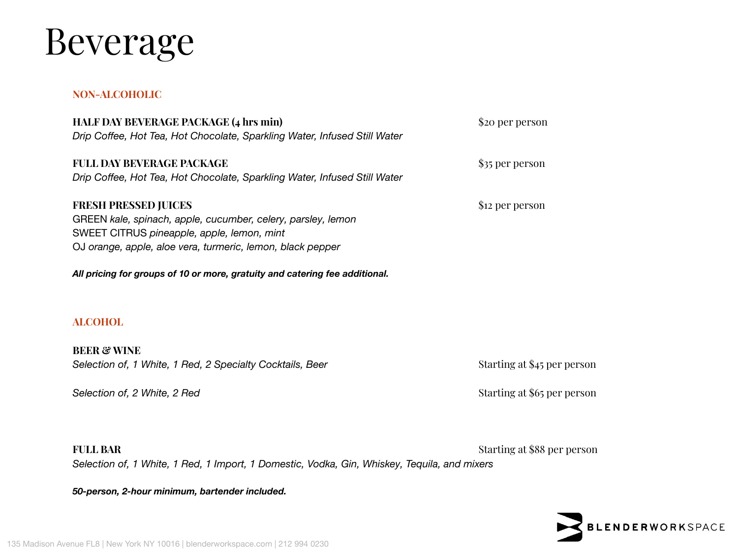# Beverage

## NON-ALCOHOLIC

**HALF DAY BEVERAGE PACKAGE (4 hrs min)** — $20 per person
*Drip Coffee, Hot Tea, Hot Chocolate, Sparkling Water, Infused Still Water*

**FULL DAY BEVERAGE PACKAGE** — $35 per person
*Drip Coffee, Hot Tea, Hot Chocolate, Sparkling Water, Infused Still Water*

**FRESH PRESSED JUICES** — $12 per person
GREEN *kale, spinach, apple, cucumber, celery, parsley, lemon*
SWEET CITRUS *pineapple, apple, lemon, mint*
OJ *orange, apple, aloe vera, turmeric, lemon, black pepper*

***All pricing for groups of 10 or more, gratuity and catering fee additional.***

## ALCOHOL

**BEER & WINE**
*Selection of, 1 White, 1 Red, 2 Specialty Cocktails, Beer* — Starting at $45 per person

*Selection of, 2 White, 2 Red* — Starting at $65 per person

**FULL BAR** — Starting at $88 per person
*Selection of, 1 White, 1 Red, 1 Import, 1 Domestic, Vodka, Gin, Whiskey, Tequila, and mixers*

***50-person, 2-hour minimum, bartender included.***

BLENDERWORKSPACE

135 Madison Avenue FL8 | New York NY 10016 | blenderworkspace.com | 212 994 0230